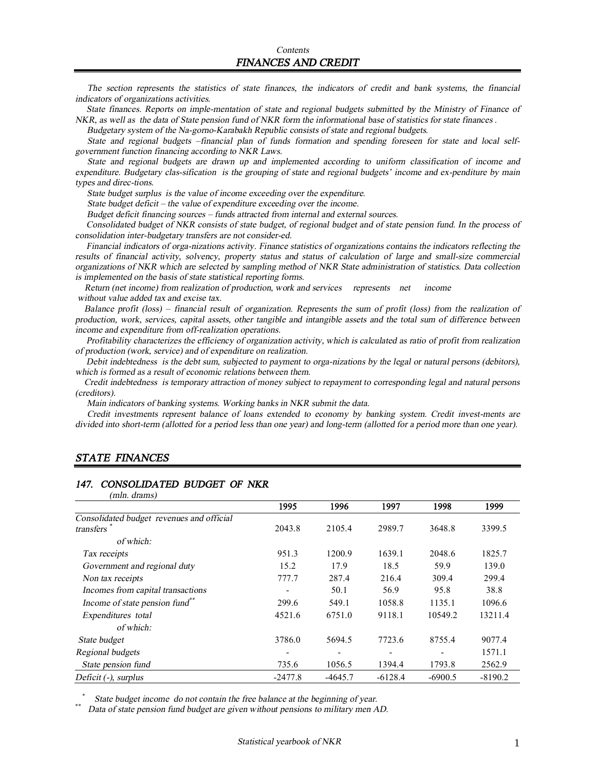Contents

## FINANCES AND CREDIT

*The section represents the statistics of state finances, the indicators of credit and bank systems, the financial indicators of organizations activities.*

*State finances. Reports on imple-mentation of state and regional budgets submitted by the Ministry of Finance of NKR, as well as the data of State pension fund of NKR form the informational base of statistics for state finances .*

*Budgetary system of the Na-gorno-Karabakh Republic consists of state and regional budgets.*

*State and regional budgets –financial plan of funds formation and spending foreseen for state and local self-government function financing according to NKR Laws.*

*State and regional budgets are drawn up and implemented according to uniform classification of income and expenditure. Budgetary clas-sification is the grouping of state and regional budgets' income and ex-penditure by main types and direc-tions.*

*State budget surplus is the value of income exceeding over the expenditure.*

*State budget deficit – the value of expenditure exceeding over the income.*

*Budget deficit financing sources – funds attracted from internal and external sources.*

*Consolidated budget of NKR consists of state budget, of regional budget and of state pension fund. In the process of consolidation inter-budgetary transfers are not consider-ed.*

*Financial indicators of orga-nizations activity. Finance statistics of organizations contains the indicators reflecting the results of financial activity, solvency, property status and status of calculation of large and small-size commercial organizations of NKR which are selected by sampling method of NKR State administration of statistics. Data collection is implemented on the basis of state statistical reporting forms.*

*Return (net income) from realization of production, work and services represents net income without value added tax and excise tax.*

*Balance profit (loss) – financial result of organization. Represents the sum of profit (loss) from the realization of production, work, services, capital assets, other tangible and intangible assets and the total sum of difference between income and expenditure from off-realization operations.*

*Profitability characterizes the efficiency of organization activity, which is calculated as ratio of profit from realization of production (work, service) and of expenditure on realization.*

*Debit indebtedness is the debt sum, subjected to payment to orga-nizations by the legal or natural persons (debitors), which is formed as a result of economic relations between them.*

*Credit indebtedness is temporary attraction of money subject to repayment to corresponding legal and natural persons (creditors).*

*Main indicators of banking systems. Working banks in NKR submit the data.*

*Credit investments represent balance of loans extended to economy by banking system. Credit invest-ments are divided into short-term (allotted for a period less than one year) and long-term (allotted for a period more than one year).*

## STATE FINANCES

### 147. CONSOLIDATED BUDGET OF NKR

*(mln. drams)*

| | 1995 | 1996 | 1997 | 1998 | 1999 |
|---|---|---|---|---|---|
| *Consolidated budget revenues and official transfers* * | 2043.8 | 2105.4 | 2989.7 | 3648.8 | 3399.5 |
| *of which:* | | | | | |
| *Tax receipts* | 951.3 | 1200.9 | 1639.1 | 2048.6 | 1825.7 |
| *Government and regional duty* | 15.2 | 17.9 | 18.5 | 59.9 | 139.0 |
| *Non tax receipts* | 777.7 | 287.4 | 216.4 | 309.4 | 299.4 |
| *Incomes from capital transactions* | - | 50.1 | 56.9 | 95.8 | 38.8 |
| *Income of state pension fund* ** | 299.6 | 549.1 | 1058.8 | 1135.1 | 1096.6 |
| *Expenditures total* | 4521.6 | 6751.0 | 9118.1 | 10549.2 | 13211.4 |
| *of which:* | | | | | |
| *State budget* | 3786.0 | 5694.5 | 7723.6 | 8755.4 | 9077.4 |
| *Regional budgets* | - | - | - | - | 1571.1 |
| *State pension fund* | 735.6 | 1056.5 | 1394.4 | 1793.8 | 2562.9 |
| *Deficit (-), surplus* | -2477.8 | -4645.7 | -6128.4 | -6900.5 | -8190.2 |

\* *State budget income do not contain the free balance at the beginning of year.*

\*\* *Data of state pension fund budget are given without pensions to military men AD.*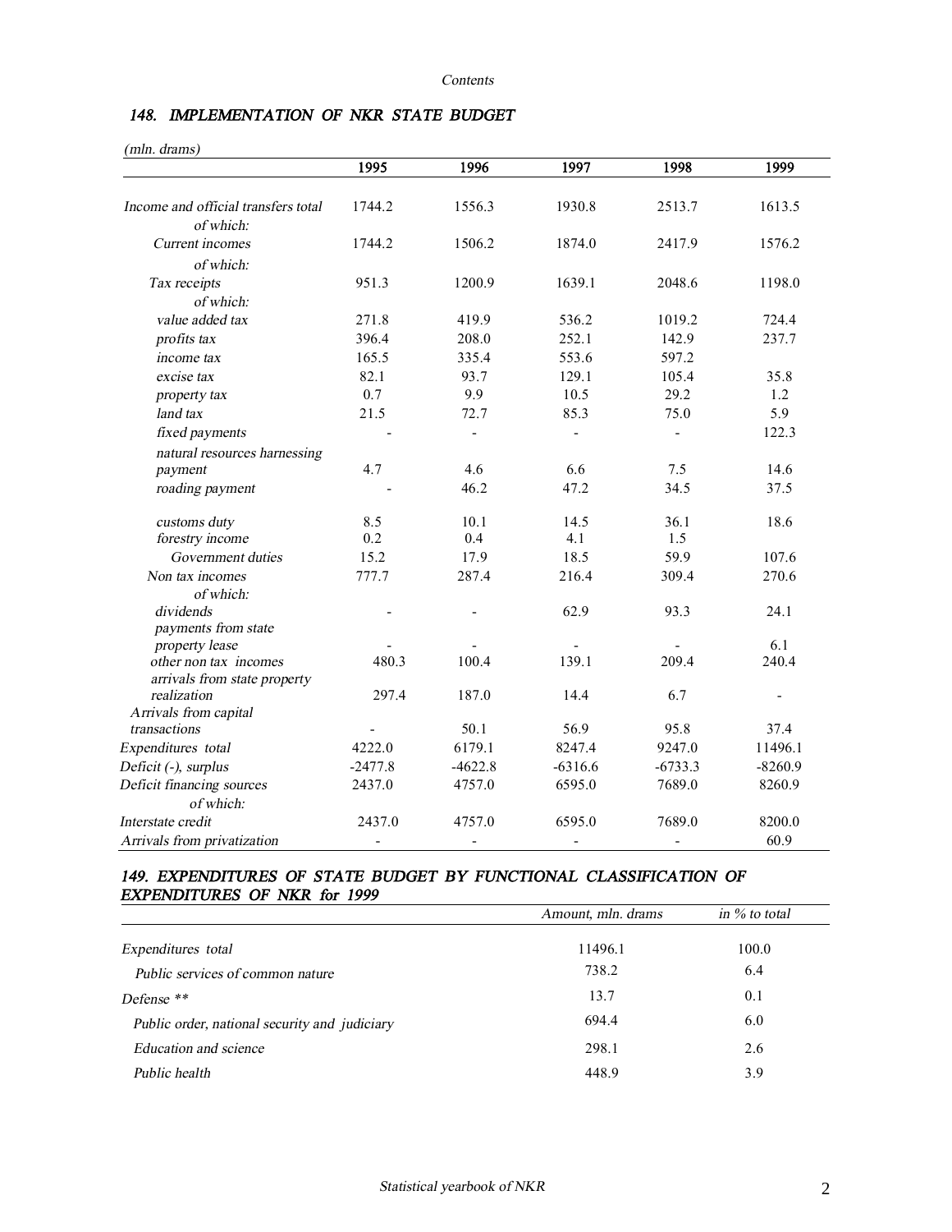Contents

### 148. IMPLEMENTATION OF NKR STATE BUDGET

*(mln. drams)*

| | 1995 | 1996 | 1997 | 1998 | 1999 |
|---|---|---|---|---|---|
| *Income and official transfers total* | 1744.2 | 1556.3 | 1930.8 | 2513.7 | 1613.5 |
| *of which:* | | | | | |
| *Current incomes* | 1744.2 | 1506.2 | 1874.0 | 2417.9 | 1576.2 |
| *of which:* | | | | | |
| *Tax receipts* | 951.3 | 1200.9 | 1639.1 | 2048.6 | 1198.0 |
| *of which:* | | | | | |
| *value added tax* | 271.8 | 419.9 | 536.2 | 1019.2 | 724.4 |
| *profits tax* | 396.4 | 208.0 | 252.1 | 142.9 | 237.7 |
| *income tax* | 165.5 | 335.4 | 553.6 | 597.2 | |
| *excise tax* | 82.1 | 93.7 | 129.1 | 105.4 | 35.8 |
| *property tax* | 0.7 | 9.9 | 10.5 | 29.2 | 1.2 |
| *land tax* | 21.5 | 72.7 | 85.3 | 75.0 | 5.9 |
| *fixed payments* | - | - | - | - | 122.3 |
| *natural resources harnessing payment* | 4.7 | 4.6 | 6.6 | 7.5 | 14.6 |
| *roading payment* | - | 46.2 | 47.2 | 34.5 | 37.5 |
| *customs duty* | 8.5 | 10.1 | 14.5 | 36.1 | 18.6 |
| *forestry income* | 0.2 | 0.4 | 4.1 | 1.5 | |
| *Government duties* | 15.2 | 17.9 | 18.5 | 59.9 | 107.6 |
| *Non tax incomes* | 777.7 | 287.4 | 216.4 | 309.4 | 270.6 |
| *of which:* | | | | | |
| *dividends* | - | - | 62.9 | 93.3 | 24.1 |
| *payments from state property lease* | - | - | - | - | 6.1 |
| *other non tax incomes* | 480.3 | 100.4 | 139.1 | 209.4 | 240.4 |
| *arrivals from state property realization* | 297.4 | 187.0 | 14.4 | 6.7 | - |
| *Arrivals from capital transactions* | - | 50.1 | 56.9 | 95.8 | 37.4 |
| *Expenditures total* | 4222.0 | 6179.1 | 8247.4 | 9247.0 | 11496.1 |
| *Deficit (-), surplus* | -2477.8 | -4622.8 | -6316.6 | -6733.3 | -8260.9 |
| *Deficit financing sources* | 2437.0 | 4757.0 | 6595.0 | 7689.0 | 8260.9 |
| *of which:* | | | | | |
| *Interstate credit* | 2437.0 | 4757.0 | 6595.0 | 7689.0 | 8200.0 |
| *Arrivals from privatization* | - | - | - | - | 60.9 |

### 149. EXPENDITURES OF STATE BUDGET BY FUNCTIONAL CLASSIFICATION OF EXPENDITURES OF NKR for 1999

| | Amount, mln. drams | in % to total |
|---|---|---|
| *Expenditures total* | 11496.1 | 100.0 |
| *Public services of common nature* | 738.2 | 6.4 |
| *Defense \*\** | 13.7 | 0.1 |
| *Public order, national security and judiciary* | 694.4 | 6.0 |
| *Education and science* | 298.1 | 2.6 |
| *Public health* | 448.9 | 3.9 |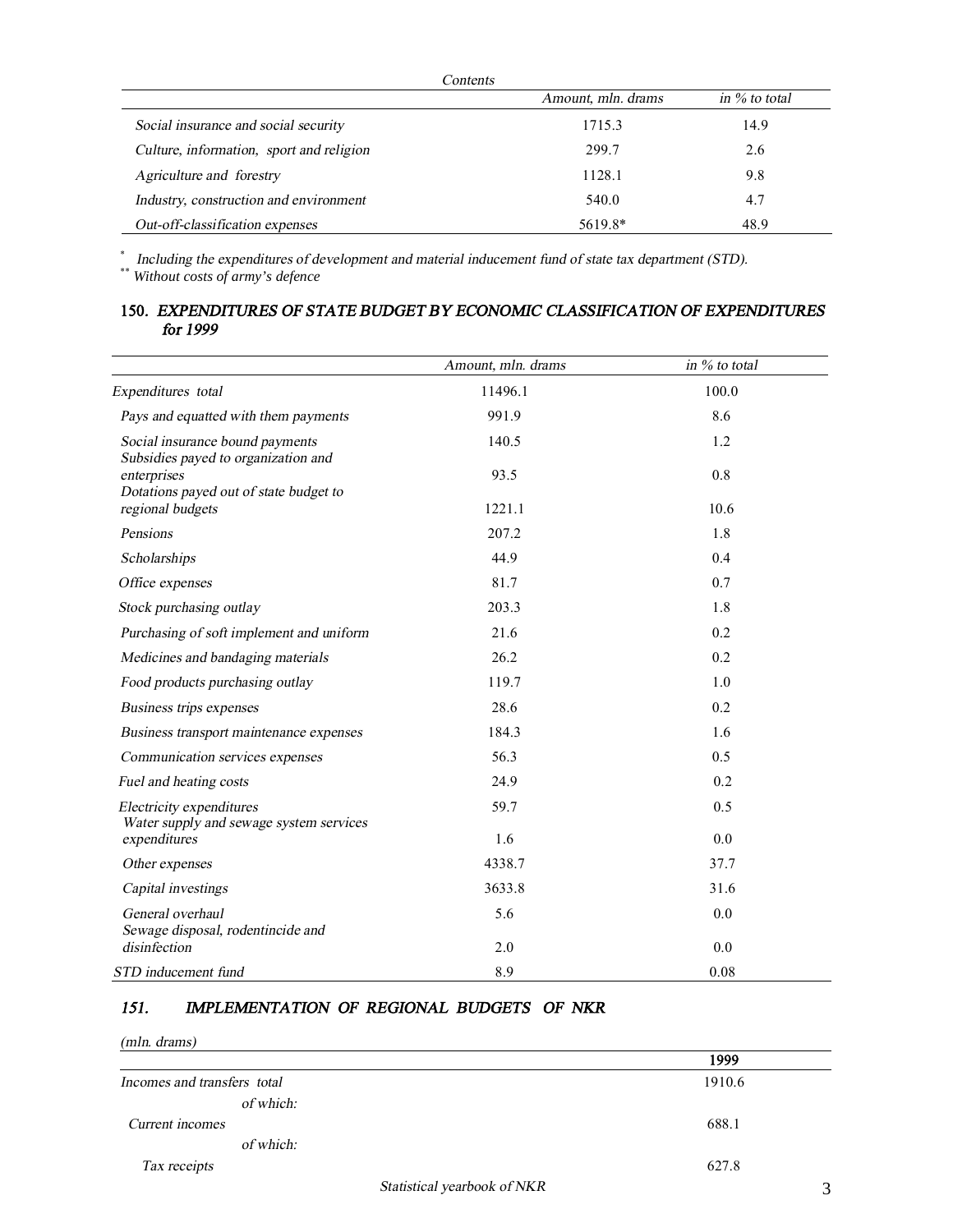| Contents | Amount, mln. drams | in % to total |
|---|---|---|
| *Social insurance and social security* | 1715.3 | 14.9 |
| *Culture, information, sport and religion* | 299.7 | 2.6 |
| *Agriculture and forestry* | 1128.1 | 9.8 |
| *Industry, construction and environment* | 540.0 | 4.7 |
| *Out-off-classification expenses* | 5619.8* | 48.9 |

\* *Including the expenditures of development and material inducement fund of state tax department (STD).*

\*\* *Without costs of army's defence*

### 150. *EXPENDITURES OF STATE BUDGET BY ECONOMIC CLASSIFICATION OF EXPENDITURES for 1999*

| | Amount, mln. drams | in % to total |
|---|---|---|
| *Expenditures total* | 11496.1 | 100.0 |
| *Pays and equatted with them payments* | 991.9 | 8.6 |
| *Social insurance bound payments* | 140.5 | 1.2 |
| *Subsidies payed to organization and enterprises* | 93.5 | 0.8 |
| *Dotations payed out of state budget to regional budgets* | 1221.1 | 10.6 |
| *Pensions* | 207.2 | 1.8 |
| *Scholarships* | 44.9 | 0.4 |
| *Office expenses* | 81.7 | 0.7 |
| *Stock purchasing outlay* | 203.3 | 1.8 |
| *Purchasing of soft implement and uniform* | 21.6 | 0.2 |
| *Medicines and bandaging materials* | 26.2 | 0.2 |
| *Food products purchasing outlay* | 119.7 | 1.0 |
| *Business trips expenses* | 28.6 | 0.2 |
| *Business transport maintenance expenses* | 184.3 | 1.6 |
| *Communication services expenses* | 56.3 | 0.5 |
| *Fuel and heating costs* | 24.9 | 0.2 |
| *Electricity expenditures* | 59.7 | 0.5 |
| *Water supply and sewage system services expenditures* | 1.6 | 0.0 |
| *Other expenses* | 4338.7 | 37.7 |
| *Capital investings* | 3633.8 | 31.6 |
| *General overhaul* | 5.6 | 0.0 |
| *Sewage disposal, rodentincide and disinfection* | 2.0 | 0.0 |
| *STD inducement fund* | 8.9 | 0.08 |

### *151. IMPLEMENTATION OF REGIONAL BUDGETS OF NKR*

*(mln. drams)*

| | 1999 |
|---|---|
| *Incomes and transfers total* | 1910.6 |
| *of which:* | |
| *Current incomes* | 688.1 |
| *of which:* | |
| *Tax receipts* | 627.8 |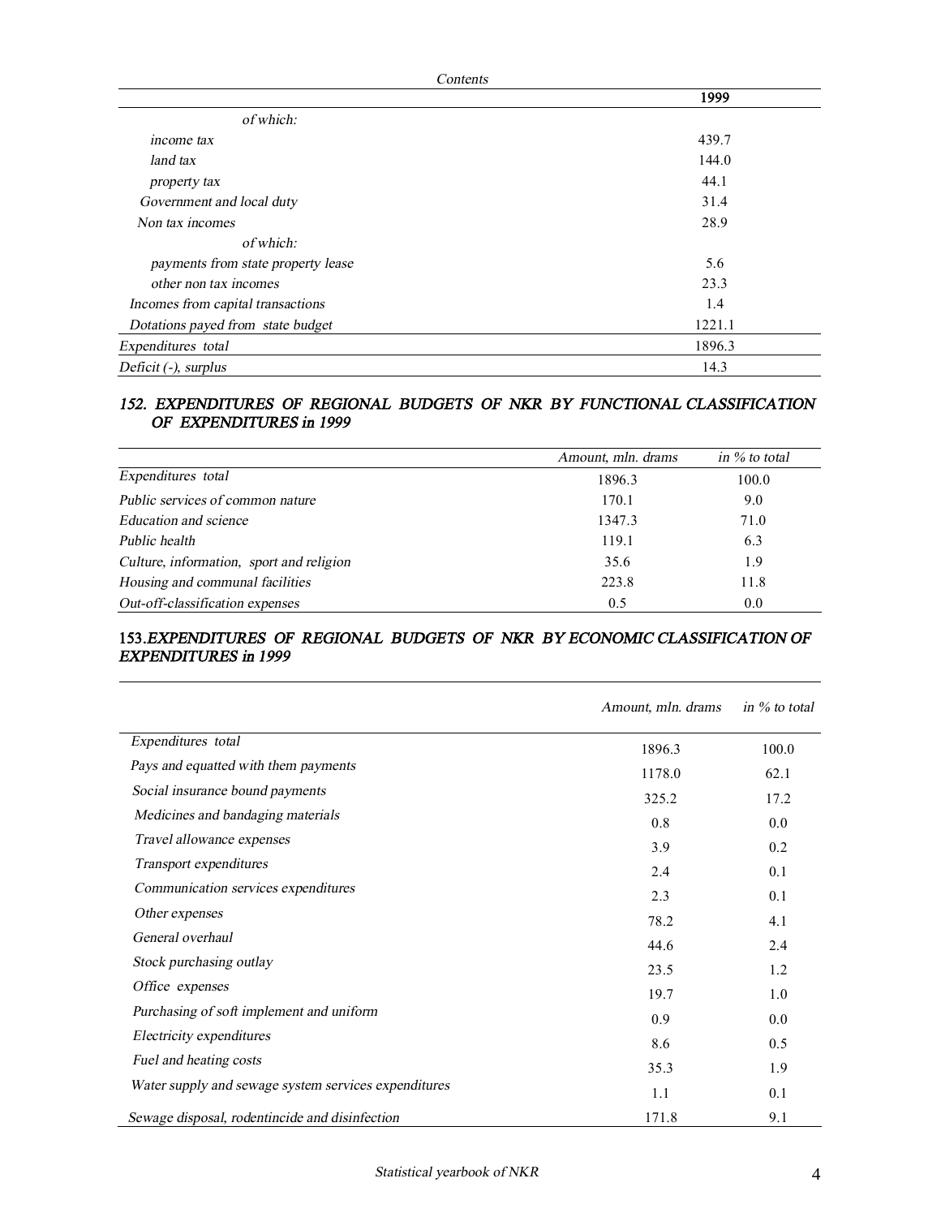| Contents | 1999 |
|---|---|
| *of which:* | |
| *income tax* | 439.7 |
| *land tax* | 144.0 |
| *property tax* | 44.1 |
| *Government and local duty* | 31.4 |
| *Non tax incomes* | 28.9 |
| *of which:* | |
| *payments from state property lease* | 5.6 |
| *other non tax incomes* | 23.3 |
| *Incomes from capital transactions* | 1.4 |
| *Dotations payed from state budget* | 1221.1 |
| *Expenditures total* | 1896.3 |
| *Deficit (-), surplus* | 14.3 |

## 152. EXPENDITURES OF REGIONAL BUDGETS OF NKR BY FUNCTIONAL CLASSIFICATION OF EXPENDITURES in 1999

| | *Amount, mln. drams* | *in % to total* |
|---|---|---|
| *Expenditures total* | 1896.3 | 100.0 |
| *Public services of common nature* | 170.1 | 9.0 |
| *Education and science* | 1347.3 | 71.0 |
| *Public health* | 119.1 | 6.3 |
| *Culture, information, sport and religion* | 35.6 | 1.9 |
| *Housing and communal facilities* | 223.8 | 11.8 |
| *Out-off-classification expenses* | 0.5 | 0.0 |

## 153.EXPENDITURES OF REGIONAL BUDGETS OF NKR BY ECONOMIC CLASSIFICATION OF EXPENDITURES in 1999

| | *Amount, mln. drams* | *in % to total* |
|---|---|---|
| *Expenditures total* | 1896.3 | 100.0 |
| *Pays and equatted with them payments* | 1178.0 | 62.1 |
| *Social insurance bound payments* | 325.2 | 17.2 |
| *Medicines and bandaging materials* | 0.8 | 0.0 |
| *Travel allowance expenses* | 3.9 | 0.2 |
| *Transport expenditures* | 2.4 | 0.1 |
| *Communication services expenditures* | 2.3 | 0.1 |
| *Other expenses* | 78.2 | 4.1 |
| *General overhaul* | 44.6 | 2.4 |
| *Stock purchasing outlay* | 23.5 | 1.2 |
| *Office expenses* | 19.7 | 1.0 |
| *Purchasing of soft implement and uniform* | 0.9 | 0.0 |
| *Electricity expenditures* | 8.6 | 0.5 |
| *Fuel and heating costs* | 35.3 | 1.9 |
| *Water supply and sewage system services expenditures* | 1.1 | 0.1 |
| *Sewage disposal, rodentincide and disinfection* | 171.8 | 9.1 |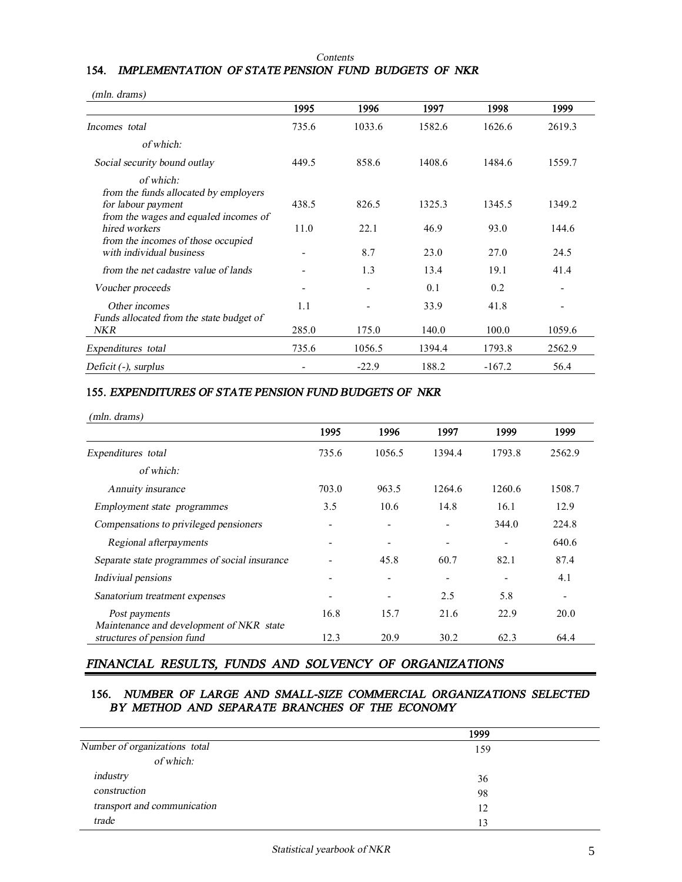Contents

## 154. *IMPLEMENTATION OF STATE PENSION FUND BUDGETS OF NKR*

*(mln. drams)*

| | 1995 | 1996 | 1997 | 1998 | 1999 |
|---|---|---|---|---|---|
| *Incomes total* | 735.6 | 1033.6 | 1582.6 | 1626.6 | 2619.3 |
| *of which:* | | | | | |
| *Social security bound outlay* | 449.5 | 858.6 | 1408.6 | 1484.6 | 1559.7 |
| *of which:* | | | | | |
| *from the funds allocated by employers for labour payment* | 438.5 | 826.5 | 1325.3 | 1345.5 | 1349.2 |
| *from the wages and equaled incomes of hired workers* | 11.0 | 22.1 | 46.9 | 93.0 | 144.6 |
| *from the incomes of those occupied with individual business* | - | 8.7 | 23.0 | 27.0 | 24.5 |
| *from the net cadastre value of lands* | - | 1.3 | 13.4 | 19.1 | 41.4 |
| *Voucher proceeds* | - | - | 0.1 | 0.2 | - |
| *Other incomes* | 1.1 | - | 33.9 | 41.8 | - |
| *Funds allocated from the state budget of NKR* | 285.0 | 175.0 | 140.0 | 100.0 | 1059.6 |
| *Expenditures total* | 735.6 | 1056.5 | 1394.4 | 1793.8 | 2562.9 |
| *Deficit (-), surplus* | - | -22.9 | 188.2 | -167.2 | 56.4 |

## 155. *EXPENDITURES OF STATE PENSION FUND BUDGETS OF NKR*

*(mln. drams)*

| | 1995 | 1996 | 1997 | 1999 | 1999 |
|---|---|---|---|---|---|
| *Expenditures total* | 735.6 | 1056.5 | 1394.4 | 1793.8 | 2562.9 |
| *of which:* | | | | | |
| *Annuity insurance* | 703.0 | 963.5 | 1264.6 | 1260.6 | 1508.7 |
| *Employment state programmes* | 3.5 | 10.6 | 14.8 | 16.1 | 12.9 |
| *Compensations to privileged pensioners* | - | - | - | 344.0 | 224.8 |
| *Regional afterpayments* | - | - | - | - | 640.6 |
| *Separate state programmes of social insurance* | - | 45.8 | 60.7 | 82.1 | 87.4 |
| *Indiviual pensions* | - | - | - | - | 4.1 |
| *Sanatorium treatment expenses* | - | - | 2.5 | 5.8 | - |
| *Post payments* | 16.8 | 15.7 | 21.6 | 22.9 | 20.0 |
| *Maintenance and development of NKR state structures of pension fund* | 12.3 | 20.9 | 30.2 | 62.3 | 64.4 |

# *FINANCIAL RESULTS, FUNDS AND SOLVENCY OF ORGANIZATIONS*

## 156. *NUMBER OF LARGE AND SMALL-SIZE COMMERCIAL ORGANIZATIONS SELECTED BY METHOD AND SEPARATE BRANCHES OF THE ECONOMY*

| | 1999 |
|---|---|
| *Number of organizations total* | 159 |
| *of which:* | |
| *industry* | 36 |
| *construction* | 98 |
| *transport and communication* | 12 |
| *trade* | 13 |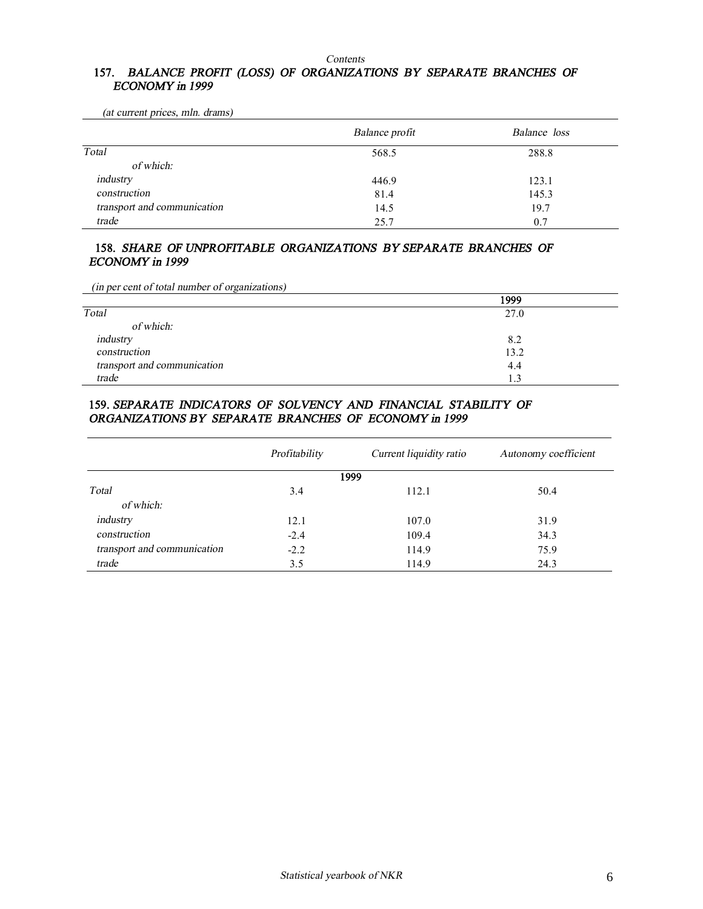*Contents*

## 157. *BALANCE PROFIT (LOSS) OF ORGANIZATIONS BY SEPARATE BRANCHES OF ECONOMY in 1999*

*(at current prices, mln. drams)*

| | *Balance profit* | *Balance loss* |
|---|---|---|
| *Total* | 568.5 | 288.8 |
| *of which:* | | |
| *industry* | 446.9 | 123.1 |
| *construction* | 81.4 | 145.3 |
| *transport and communication* | 14.5 | 19.7 |
| *trade* | 25.7 | 0.7 |

## 158. *SHARE OF UNPROFITABLE ORGANIZATIONS BY SEPARATE BRANCHES OF ECONOMY in 1999*

*(in per cent of total number of organizations)*

| | 1999 |
|---|---|
| *Total* | 27.0 |
| *of which:* | |
| *industry* | 8.2 |
| *construction* | 13.2 |
| *transport and communication* | 4.4 |
| *trade* | 1.3 |

## 159. *SEPARATE INDICATORS OF SOLVENCY AND FINANCIAL STABILITY OF ORGANIZATIONS BY SEPARATE BRANCHES OF ECONOMY in 1999*

| | *Profitability* | *Current liquidity ratio* | *Autonomy coefficient* |
|---|---|---|---|
| | | 1999 | |
| *Total* | 3.4 | 112.1 | 50.4 |
| *of which:* | | | |
| *industry* | 12.1 | 107.0 | 31.9 |
| *construction* | -2.4 | 109.4 | 34.3 |
| *transport and communication* | -2.2 | 114.9 | 75.9 |
| *trade* | 3.5 | 114.9 | 24.3 |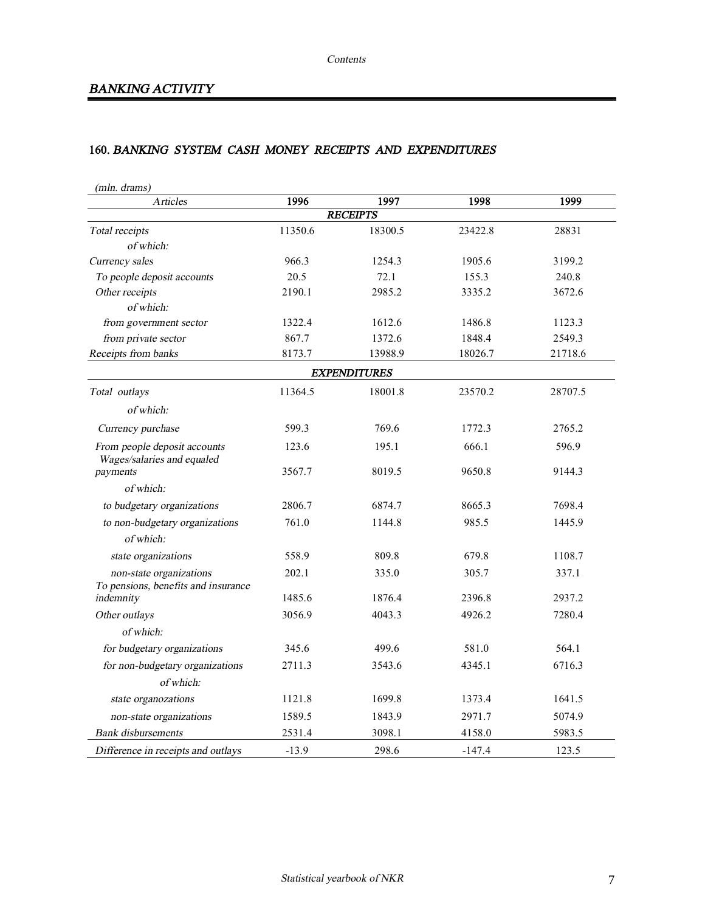## BANKING ACTIVITY

### 160. BANKING SYSTEM CASH MONEY RECEIPTS AND EXPENDITURES

*(mln. drams)*

| Articles | 1996 | 1997 | 1998 | 1999 |
|---|---|---|---|---|
| | | **RECEIPTS** | | |
| *Total receipts* | 11350.6 | 18300.5 | 23422.8 | 28831 |
| *of which:* | | | | |
| *Currency sales* | 966.3 | 1254.3 | 1905.6 | 3199.2 |
| *To people deposit accounts* | 20.5 | 72.1 | 155.3 | 240.8 |
| *Other receipts* | 2190.1 | 2985.2 | 3335.2 | 3672.6 |
| *of which:* | | | | |
| *from government sector* | 1322.4 | 1612.6 | 1486.8 | 1123.3 |
| *from private sector* | 867.7 | 1372.6 | 1848.4 | 2549.3 |
| *Receipts from banks* | 8173.7 | 13988.9 | 18026.7 | 21718.6 |
| | | **EXPENDITURES** | | |
| *Total outlays* | 11364.5 | 18001.8 | 23570.2 | 28707.5 |
| *of which:* | | | | |
| *Currency purchase* | 599.3 | 769.6 | 1772.3 | 2765.2 |
| *From people deposit accounts* | 123.6 | 195.1 | 666.1 | 596.9 |
| *Wages/salaries and equaled payments* | 3567.7 | 8019.5 | 9650.8 | 9144.3 |
| *of which:* | | | | |
| *to budgetary organizations* | 2806.7 | 6874.7 | 8665.3 | 7698.4 |
| *to non-budgetary organizations* | 761.0 | 1144.8 | 985.5 | 1445.9 |
| *of which:* | | | | |
| *state organizations* | 558.9 | 809.8 | 679.8 | 1108.7 |
| *non-state organizations* | 202.1 | 335.0 | 305.7 | 337.1 |
| *To pensions, benefits and insurance indemnity* | 1485.6 | 1876.4 | 2396.8 | 2937.2 |
| *Other outlays* | 3056.9 | 4043.3 | 4926.2 | 7280.4 |
| *of which:* | | | | |
| *for budgetary organizations* | 345.6 | 499.6 | 581.0 | 564.1 |
| *for non-budgetary organizations* | 2711.3 | 3543.6 | 4345.1 | 6716.3 |
| *of which:* | | | | |
| *state organozations* | 1121.8 | 1699.8 | 1373.4 | 1641.5 |
| *non-state organizations* | 1589.5 | 1843.9 | 2971.7 | 5074.9 |
| *Bank disbursements* | 2531.4 | 3098.1 | 4158.0 | 5983.5 |
| *Difference in receipts and outlays* | -13.9 | 298.6 | -147.4 | 123.5 |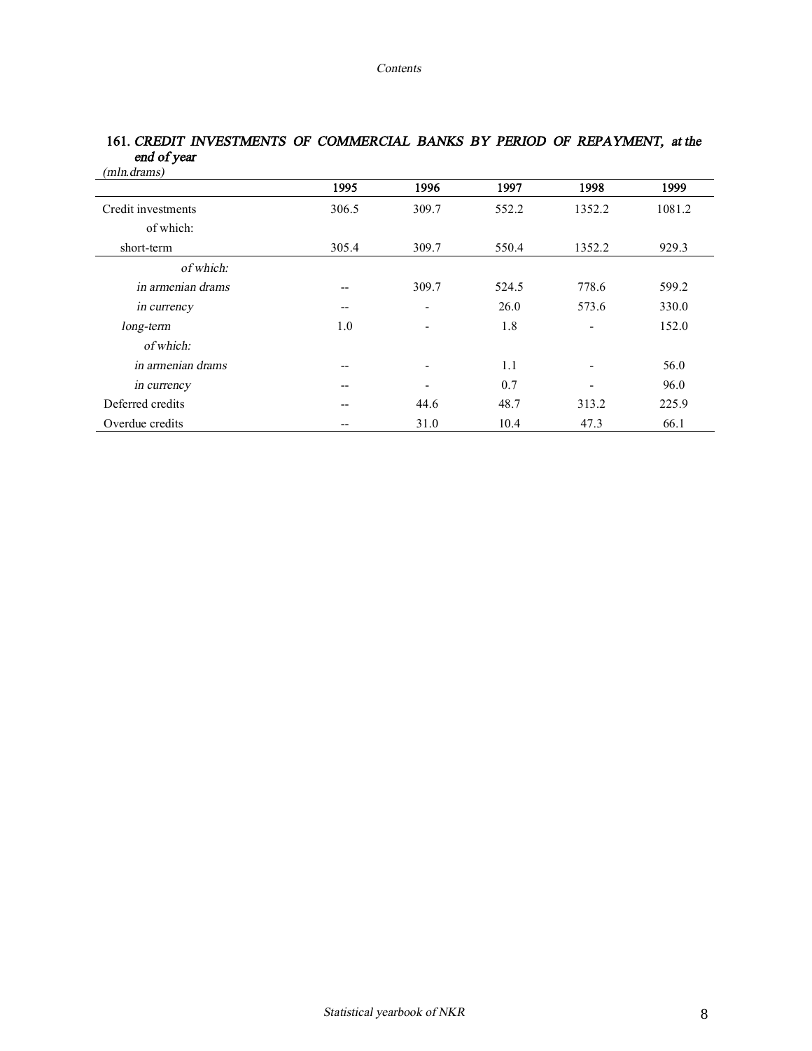### 161. *CREDIT INVESTMENTS OF COMMERCIAL BANKS BY PERIOD OF REPAYMENT, at the end of year*

*(mln.drams)*

| | 1995 | 1996 | 1997 | 1998 | 1999 |
|---|---|---|---|---|---|
| Credit investments | 306.5 | 309.7 | 552.2 | 1352.2 | 1081.2 |
| of which: | | | | | |
| short-term | 305.4 | 309.7 | 550.4 | 1352.2 | 929.3 |
| *of which:* | | | | | |
| *in armenian drams* | -- | 309.7 | 524.5 | 778.6 | 599.2 |
| *in currency* | -- | - | 26.0 | 573.6 | 330.0 |
| *long-term* | 1.0 | - | 1.8 | - | 152.0 |
| *of which:* | | | | | |
| *in armenian drams* | -- | - | 1.1 | - | 56.0 |
| *in currency* | -- | - | 0.7 | - | 96.0 |
| Deferred credits | -- | 44.6 | 48.7 | 313.2 | 225.9 |
| Overdue credits | -- | 31.0 | 10.4 | 47.3 | 66.1 |